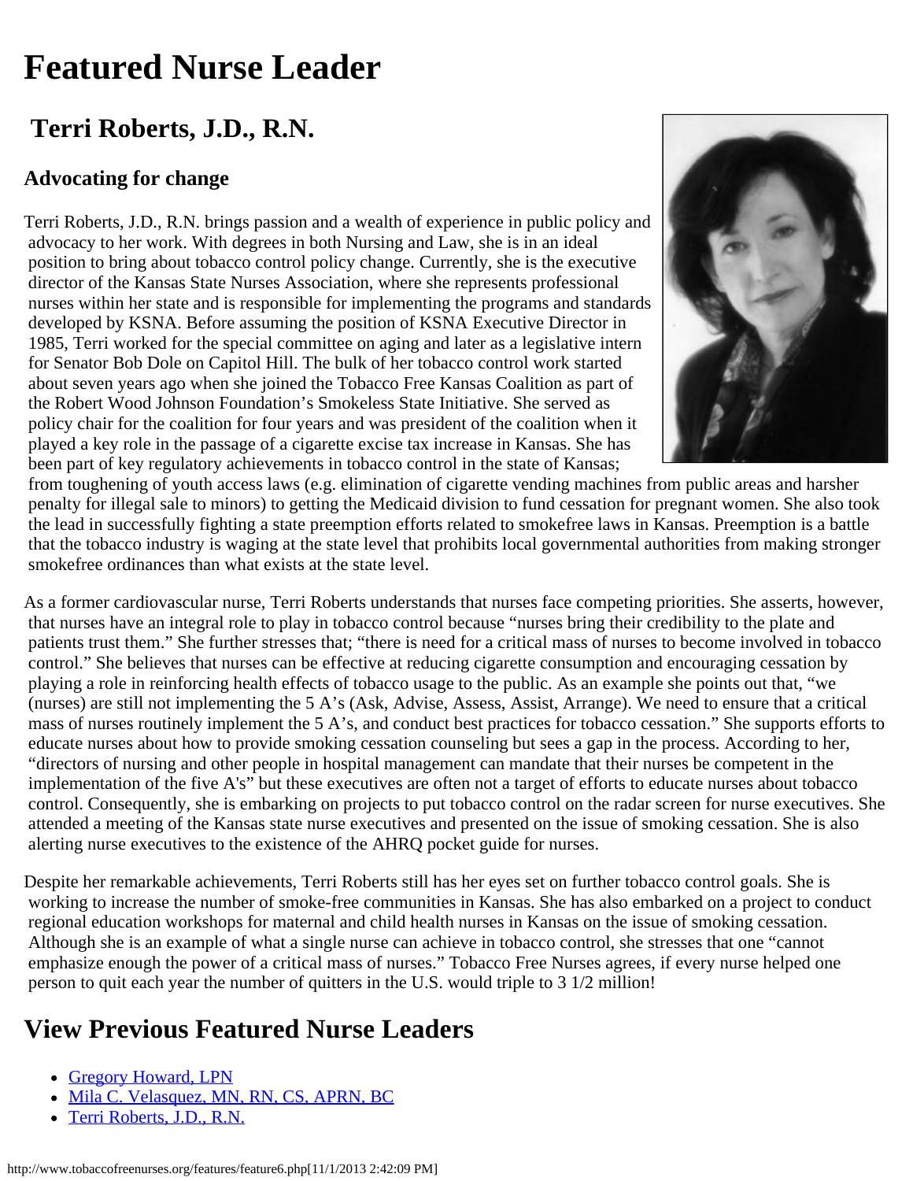# Featured Nurse Leader

## Terri Roberts, J.D., R.N.

### Advocating for change

Terri Roberts, J.D., R.N. brings passion and a wealth of experience in public policy and advocacy to her work. With degrees in both Nursing and Law, she is in an ideal position to bring about tobacco control policy change. Currently, she is the executive director of the Kansas State Nurses Association, where she represents professional nurses within her state and is responsible for implementing the programs and standards developed by KSNA. Before assuming the position of KSNA Executive Director in 1985, Terri worked for the special committee on aging and later as a legislative intern for Senator Bob Dole on Capitol Hill. The bulk of her tobacco control work started about seven years ago when she joined the Tobacco Free Kansas Coalition as part of the Robert Wood Johnson Foundation's Smokeless State Initiative. She served as policy chair for the coalition for four years and was president of the coalition when it played a key role in the passage of a cigarette excise tax increase in Kansas. She has been part of key regulatory achievements in tobacco control in the state of Kansas; from toughening of youth access laws (e.g. elimination of cigarette vending machines from public areas and harsher penalty for illegal sale to minors) to getting the Medicaid division to fund cessation for pregnant women. She also took the lead in successfully fighting a state preemption efforts related to smokefree laws in Kansas. Preemption is a battle that the tobacco industry is waging at the state level that prohibits local governmental authorities from making stronger smokefree ordinances than what exists at the state level.

As a former cardiovascular nurse, Terri Roberts understands that nurses face competing priorities. She asserts, however, that nurses have an integral role to play in tobacco control because "nurses bring their credibility to the plate and patients trust them." She further stresses that; "there is need for a critical mass of nurses to become involved in tobacco control." She believes that nurses can be effective at reducing cigarette consumption and encouraging cessation by playing a role in reinforcing health effects of tobacco usage to the public. As an example she points out that, "we (nurses) are still not implementing the 5 A's (Ask, Advise, Assess, Assist, Arrange). We need to ensure that a critical mass of nurses routinely implement the 5 A's, and conduct best practices for tobacco cessation." She supports efforts to educate nurses about how to provide smoking cessation counseling but sees a gap in the process. According to her, "directors of nursing and other people in hospital management can mandate that their nurses be competent in the implementation of the five A's" but these executives are often not a target of efforts to educate nurses about tobacco control. Consequently, she is embarking on projects to put tobacco control on the radar screen for nurse executives. She attended a meeting of the Kansas state nurse executives and presented on the issue of smoking cessation. She is also alerting nurse executives to the existence of the AHRQ pocket guide for nurses.

Despite her remarkable achievements, Terri Roberts still has her eyes set on further tobacco control goals. She is working to increase the number of smoke-free communities in Kansas. She has also embarked on a project to conduct regional education workshops for maternal and child health nurses in Kansas on the issue of smoking cessation. Although she is an example of what a single nurse can achieve in tobacco control, she stresses that one "cannot emphasize enough the power of a critical mass of nurses." Tobacco Free Nurses agrees, if every nurse helped one person to quit each year the number of quitters in the U.S. would triple to 3 1/2 million!

## View Previous Featured Nurse Leaders

- Gregory Howard, LPN
- Mila C. Velasquez, MN, RN, CS, APRN, BC
- Terri Roberts, J.D., R.N.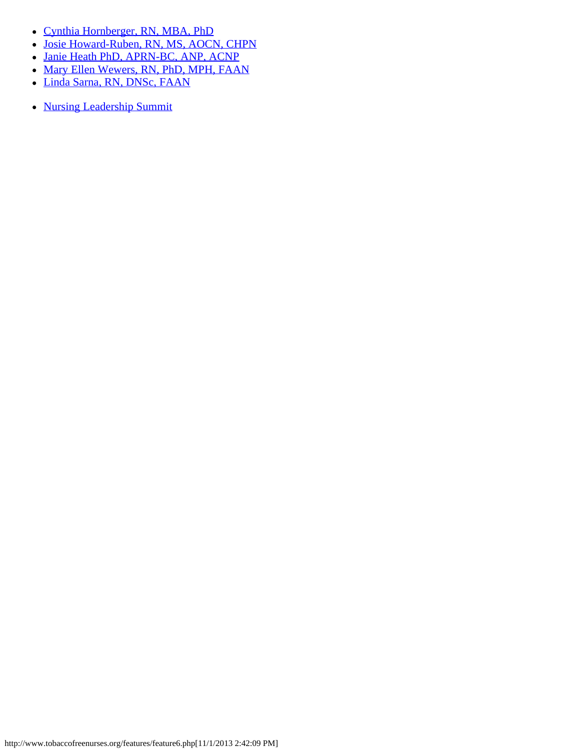- Cynthia Hornberger, RN, MBA, PhD
- Josie Howard-Ruben, RN, MS, AOCN, CHPN
- Janie Heath PhD, APRN-BC, ANP, ACNP
- Mary Ellen Wewers, RN, PhD, MPH, FAAN
- Linda Sarna, RN, DNSc, FAAN

- Nursing Leadership Summit